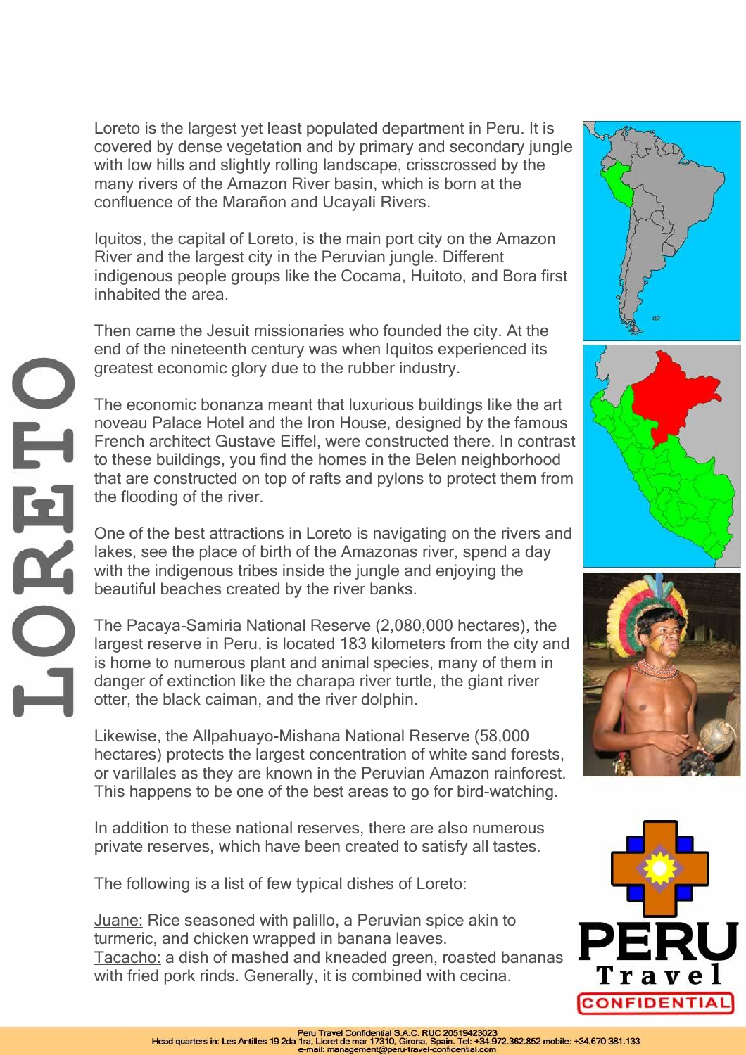# LORETO

Loreto is the largest yet least populated department in Peru. It is covered by dense vegetation and by primary and secondary jungle with low hills and slightly rolling landscape, crisscrossed by the many rivers of the Amazon River basin, which is born at the confluence of the Marañon and Ucayali Rivers.

Iquitos, the capital of Loreto, is the main port city on the Amazon River and the largest city in the Peruvian jungle. Different indigenous people groups like the Cocama, Huitoto, and Bora first inhabited the area.

Then came the Jesuit missionaries who founded the city. At the end of the nineteenth century was when Iquitos experienced its greatest economic glory due to the rubber industry.

The economic bonanza meant that luxurious buildings like the art noveau Palace Hotel and the Iron House, designed by the famous French architect Gustave Eiffel, were constructed there. In contrast to these buildings, you find the homes in the Belen neighborhood that are constructed on top of rafts and pylons to protect them from the flooding of the river.

One of the best attractions in Loreto is navigating on the rivers and lakes, see the place of birth of the Amazonas river, spend a day with the indigenous tribes inside the jungle and enjoying the beautiful beaches created by the river banks.

The Pacaya-Samiria National Reserve (2,080,000 hectares), the largest reserve in Peru, is located 183 kilometers from the city and is home to numerous plant and animal species, many of them in danger of extinction like the charapa river turtle, the giant river otter, the black caiman, and the river dolphin.

Likewise, the Allpahuayo-Mishana National Reserve (58,000 hectares) protects the largest concentration of white sand forests, or varillales as they are known in the Peruvian Amazon rainforest. This happens to be one of the best areas to go for bird-watching.

In addition to these national reserves, there are also numerous private reserves, which have been created to satisfy all tastes.

The following is a list of few typical dishes of Loreto:

<u>Juane:</u> Rice seasoned with palillo, a Peruvian spice akin to turmeric, and chicken wrapped in banana leaves.
<u>Tacacho:</u> a dish of mashed and kneaded green, roasted bananas with fried pork rinds. Generally, it is combined with cecina.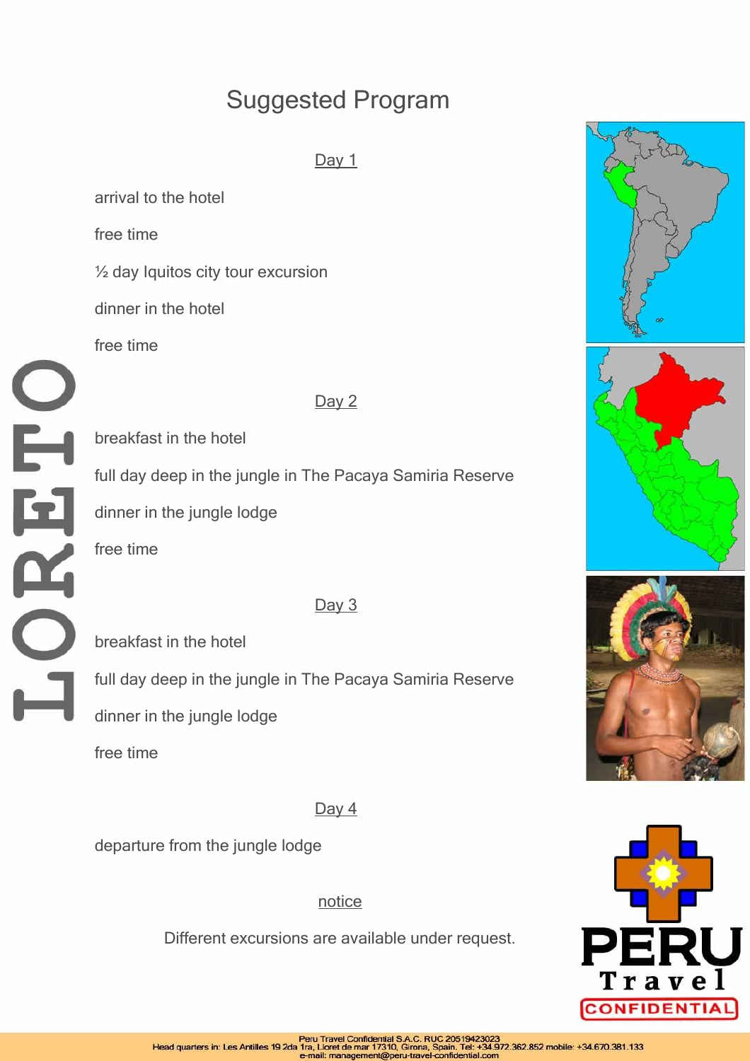# Suggested Program

LORETO

## Day 1

arrival to the hotel

free time

½ day Iquitos city tour excursion

dinner in the hotel

free time

## Day 2

breakfast in the hotel

full day deep in the jungle in The Pacaya Samiria Reserve

dinner in the jungle lodge

free time

## Day 3

breakfast in the hotel

full day deep in the jungle in The Pacaya Samiria Reserve

dinner in the jungle lodge

free time

## Day 4

departure from the jungle lodge

## notice

Different excursions are available under request.

PERU Travel CONFIDENTIAL

Peru Travel Confidential S.A.C. RUC 20519423023
Head quarters in: Les Antilles 19 2da 1ra, Lloret de mar 17310, Girona, Spain. Tel: +34.972.362.852 mobile: +34.670.381.133
e-mail: management@peru-travel-confidential.com